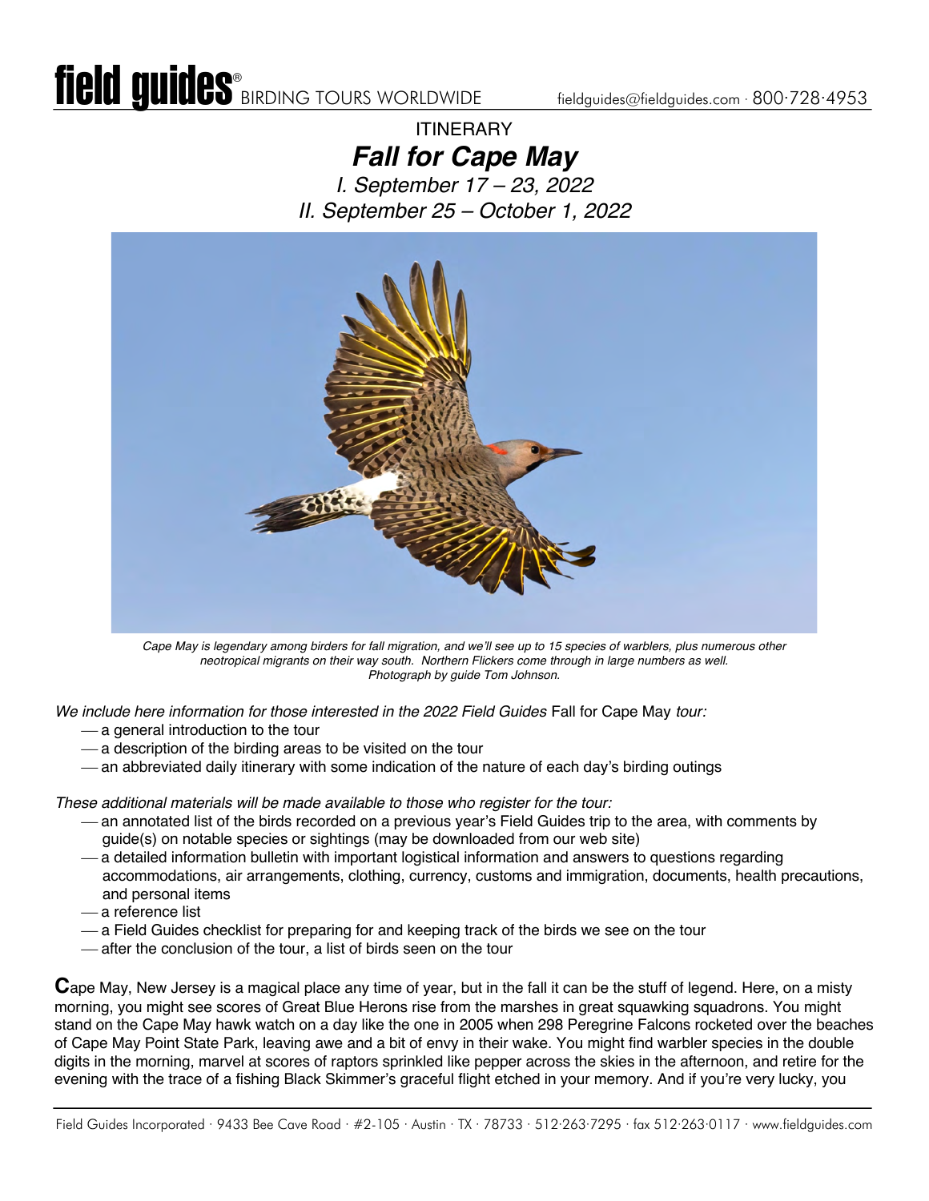**field guides**® BIRDING TOURS WORLDWIDE fieldguides@fieldguides.com · 800·728·4953

ITINERARY

# *Fall for Cape May*

*I. September 17 – 23, 2022*
*II. September 25 – October 1, 2022*

*Cape May is legendary among birders for fall migration, and we'll see up to 15 species of warblers, plus numerous other neotropical migrants on their way south. Northern Flickers come through in large numbers as well. Photograph by guide Tom Johnson.*

*We include here information for those interested in the 2022 Field Guides* Fall for Cape May *tour:*

- a general introduction to the tour
- a description of the birding areas to be visited on the tour
- an abbreviated daily itinerary with some indication of the nature of each day's birding outings

*These additional materials will be made available to those who register for the tour:*

- an annotated list of the birds recorded on a previous year's Field Guides trip to the area, with comments by guide(s) on notable species or sightings (may be downloaded from our web site)
- a detailed information bulletin with important logistical information and answers to questions regarding accommodations, air arrangements, clothing, currency, customs and immigration, documents, health precautions, and personal items
- a reference list
- a Field Guides checklist for preparing for and keeping track of the birds we see on the tour
- after the conclusion of the tour, a list of birds seen on the tour

**C**ape May, New Jersey is a magical place any time of year, but in the fall it can be the stuff of legend. Here, on a misty morning, you might see scores of Great Blue Herons rise from the marshes in great squawking squadrons. You might stand on the Cape May hawk watch on a day like the one in 2005 when 298 Peregrine Falcons rocketed over the beaches of Cape May Point State Park, leaving awe and a bit of envy in their wake. You might find warbler species in the double digits in the morning, marvel at scores of raptors sprinkled like pepper across the skies in the afternoon, and retire for the evening with the trace of a fishing Black Skimmer's graceful flight etched in your memory. And if you're very lucky, you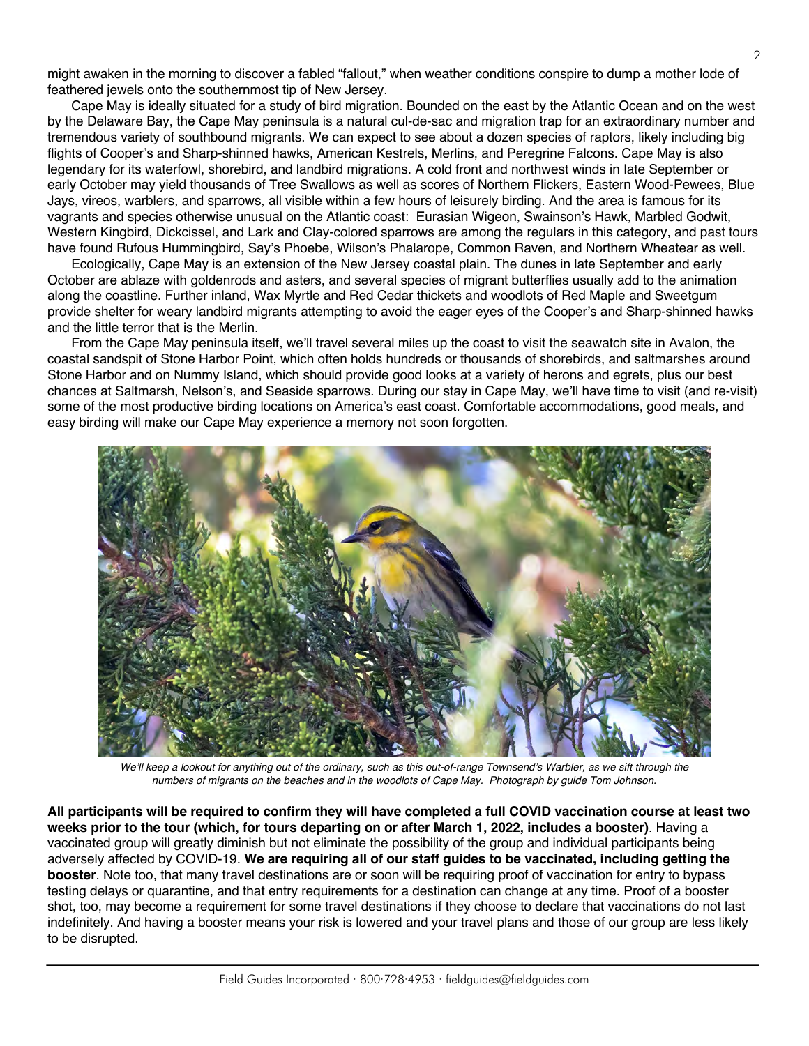might awaken in the morning to discover a fabled "fallout," when weather conditions conspire to dump a mother lode of feathered jewels onto the southernmost tip of New Jersey.

Cape May is ideally situated for a study of bird migration. Bounded on the east by the Atlantic Ocean and on the west by the Delaware Bay, the Cape May peninsula is a natural cul-de-sac and migration trap for an extraordinary number and tremendous variety of southbound migrants. We can expect to see about a dozen species of raptors, likely including big flights of Cooper's and Sharp-shinned hawks, American Kestrels, Merlins, and Peregrine Falcons. Cape May is also legendary for its waterfowl, shorebird, and landbird migrations. A cold front and northwest winds in late September or early October may yield thousands of Tree Swallows as well as scores of Northern Flickers, Eastern Wood-Pewees, Blue Jays, vireos, warblers, and sparrows, all visible within a few hours of leisurely birding. And the area is famous for its vagrants and species otherwise unusual on the Atlantic coast: Eurasian Wigeon, Swainson's Hawk, Marbled Godwit, Western Kingbird, Dickcissel, and Lark and Clay-colored sparrows are among the regulars in this category, and past tours have found Rufous Hummingbird, Say's Phoebe, Wilson's Phalarope, Common Raven, and Northern Wheatear as well.

Ecologically, Cape May is an extension of the New Jersey coastal plain. The dunes in late September and early October are ablaze with goldenrods and asters, and several species of migrant butterflies usually add to the animation along the coastline. Further inland, Wax Myrtle and Red Cedar thickets and woodlots of Red Maple and Sweetgum provide shelter for weary landbird migrants attempting to avoid the eager eyes of the Cooper's and Sharp-shinned hawks and the little terror that is the Merlin.

From the Cape May peninsula itself, we'll travel several miles up the coast to visit the seawatch site in Avalon, the coastal sandspit of Stone Harbor Point, which often holds hundreds or thousands of shorebirds, and saltmarshes around Stone Harbor and on Nummy Island, which should provide good looks at a variety of herons and egrets, plus our best chances at Saltmarsh, Nelson's, and Seaside sparrows. During our stay in Cape May, we'll have time to visit (and re-visit) some of the most productive birding locations on America's east coast. Comfortable accommodations, good meals, and easy birding will make our Cape May experience a memory not soon forgotten.

*We'll keep a lookout for anything out of the ordinary, such as this out-of-range Townsend's Warbler, as we sift through the numbers of migrants on the beaches and in the woodlots of Cape May. Photograph by guide Tom Johnson.*

**All participants will be required to confirm they will have completed a full COVID vaccination course at least two weeks prior to the tour (which, for tours departing on or after March 1, 2022, includes a booster)**. Having a vaccinated group will greatly diminish but not eliminate the possibility of the group and individual participants being adversely affected by COVID-19. **We are requiring all of our staff guides to be vaccinated, including getting the booster**. Note too, that many travel destinations are or soon will be requiring proof of vaccination for entry to bypass testing delays or quarantine, and that entry requirements for a destination can change at any time. Proof of a booster shot, too, may become a requirement for some travel destinations if they choose to declare that vaccinations do not last indefinitely. And having a booster means your risk is lowered and your travel plans and those of our group are less likely to be disrupted.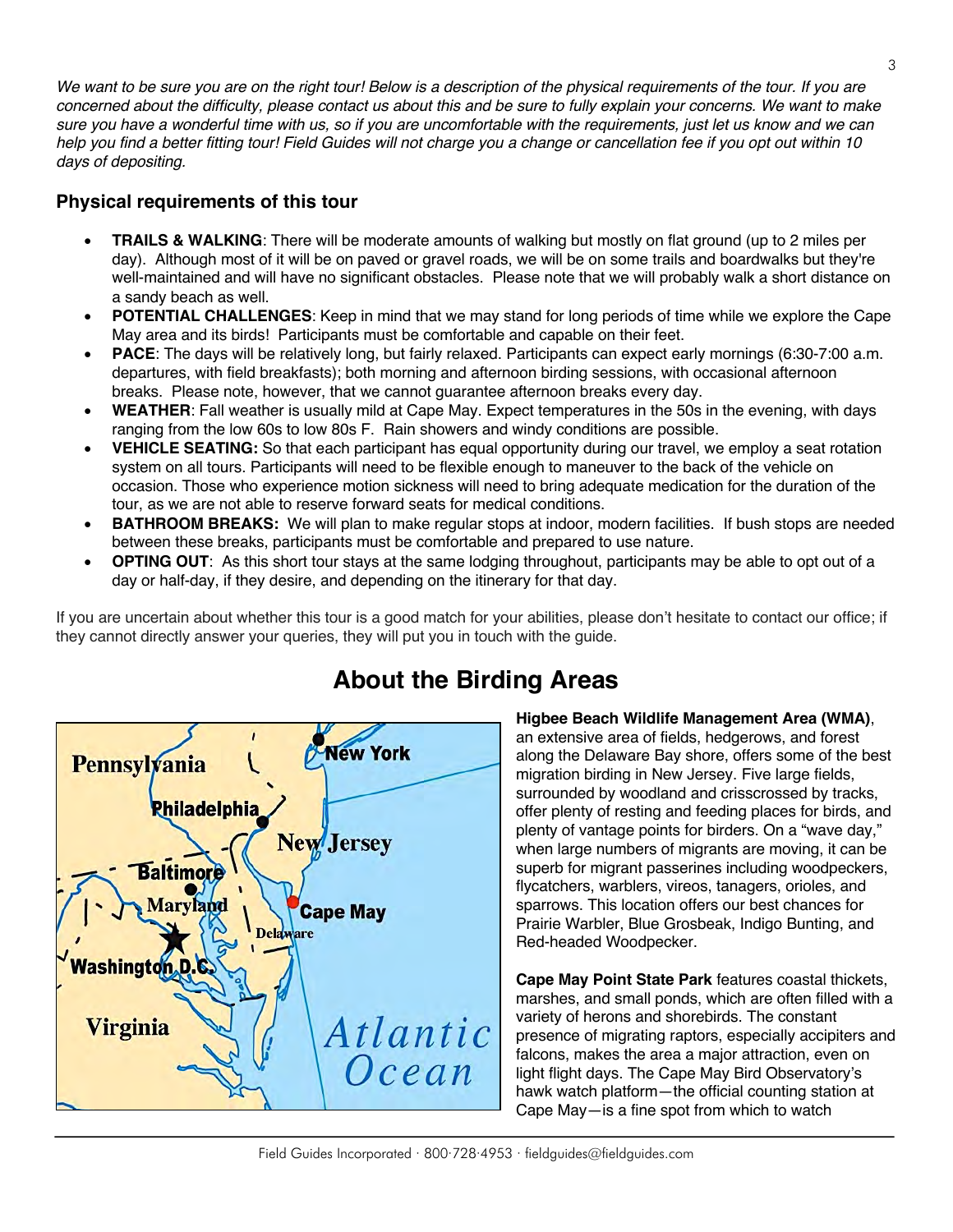*We want to be sure you are on the right tour! Below is a description of the physical requirements of the tour. If you are concerned about the difficulty, please contact us about this and be sure to fully explain your concerns. We want to make sure you have a wonderful time with us, so if you are uncomfortable with the requirements, just let us know and we can help you find a better fitting tour! Field Guides will not charge you a change or cancellation fee if you opt out within 10 days of depositing.*

### Physical requirements of this tour

- **TRAILS & WALKING**: There will be moderate amounts of walking but mostly on flat ground (up to 2 miles per day). Although most of it will be on paved or gravel roads, we will be on some trails and boardwalks but they're well-maintained and will have no significant obstacles. Please note that we will probably walk a short distance on a sandy beach as well.
- **POTENTIAL CHALLENGES**: Keep in mind that we may stand for long periods of time while we explore the Cape May area and its birds! Participants must be comfortable and capable on their feet.
- **PACE**: The days will be relatively long, but fairly relaxed. Participants can expect early mornings (6:30-7:00 a.m. departures, with field breakfasts); both morning and afternoon birding sessions, with occasional afternoon breaks. Please note, however, that we cannot guarantee afternoon breaks every day.
- **WEATHER**: Fall weather is usually mild at Cape May. Expect temperatures in the 50s in the evening, with days ranging from the low 60s to low 80s F. Rain showers and windy conditions are possible.
- **VEHICLE SEATING:** So that each participant has equal opportunity during our travel, we employ a seat rotation system on all tours. Participants will need to be flexible enough to maneuver to the back of the vehicle on occasion. Those who experience motion sickness will need to bring adequate medication for the duration of the tour, as we are not able to reserve forward seats for medical conditions.
- **BATHROOM BREAKS:** We will plan to make regular stops at indoor, modern facilities. If bush stops are needed between these breaks, participants must be comfortable and prepared to use nature.
- **OPTING OUT**: As this short tour stays at the same lodging throughout, participants may be able to opt out of a day or half-day, if they desire, and depending on the itinerary for that day.

If you are uncertain about whether this tour is a good match for your abilities, please don't hesitate to contact our office; if they cannot directly answer your queries, they will put you in touch with the guide.

## About the Birding Areas

**Higbee Beach Wildlife Management Area (WMA)**, an extensive area of fields, hedgerows, and forest along the Delaware Bay shore, offers some of the best migration birding in New Jersey. Five large fields, surrounded by woodland and crisscrossed by tracks, offer plenty of resting and feeding places for birds, and plenty of vantage points for birders. On a "wave day," when large numbers of migrants are moving, it can be superb for migrant passerines including woodpeckers, flycatchers, warblers, vireos, tanagers, orioles, and sparrows. This location offers our best chances for Prairie Warbler, Blue Grosbeak, Indigo Bunting, and Red-headed Woodpecker.

**Cape May Point State Park** features coastal thickets, marshes, and small ponds, which are often filled with a variety of herons and shorebirds. The constant presence of migrating raptors, especially accipiters and falcons, makes the area a major attraction, even on light flight days. The Cape May Bird Observatory's hawk watch platform—the official counting station at Cape May—is a fine spot from which to watch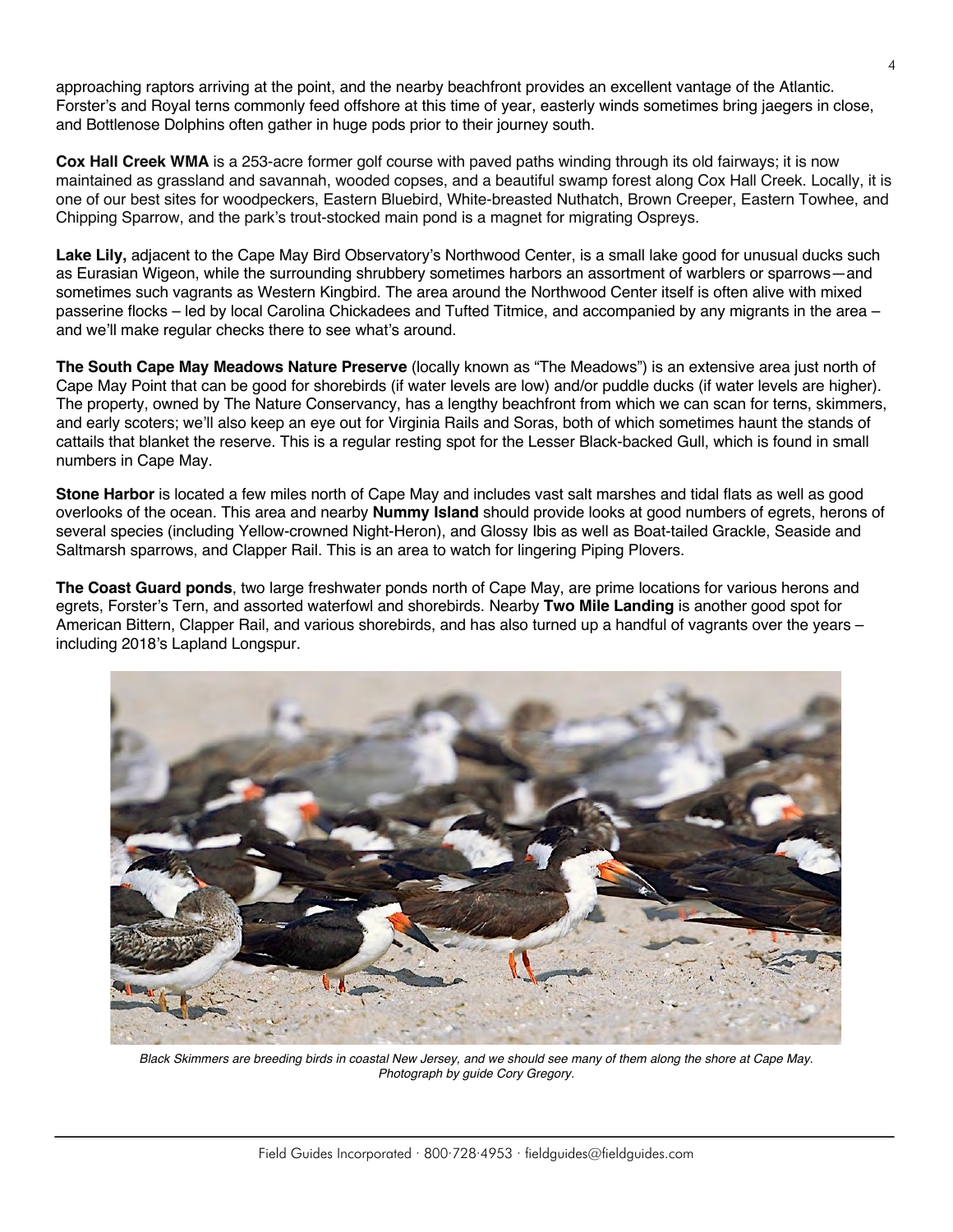approaching raptors arriving at the point, and the nearby beachfront provides an excellent vantage of the Atlantic. Forster's and Royal terns commonly feed offshore at this time of year, easterly winds sometimes bring jaegers in close, and Bottlenose Dolphins often gather in huge pods prior to their journey south.

**Cox Hall Creek WMA** is a 253-acre former golf course with paved paths winding through its old fairways; it is now maintained as grassland and savannah, wooded copses, and a beautiful swamp forest along Cox Hall Creek. Locally, it is one of our best sites for woodpeckers, Eastern Bluebird, White-breasted Nuthatch, Brown Creeper, Eastern Towhee, and Chipping Sparrow, and the park's trout-stocked main pond is a magnet for migrating Ospreys.

**Lake Lily,** adjacent to the Cape May Bird Observatory's Northwood Center, is a small lake good for unusual ducks such as Eurasian Wigeon, while the surrounding shrubbery sometimes harbors an assortment of warblers or sparrows—and sometimes such vagrants as Western Kingbird. The area around the Northwood Center itself is often alive with mixed passerine flocks – led by local Carolina Chickadees and Tufted Titmice, and accompanied by any migrants in the area – and we'll make regular checks there to see what's around.

**The South Cape May Meadows Nature Preserve** (locally known as "The Meadows") is an extensive area just north of Cape May Point that can be good for shorebirds (if water levels are low) and/or puddle ducks (if water levels are higher). The property, owned by The Nature Conservancy, has a lengthy beachfront from which we can scan for terns, skimmers, and early scoters; we'll also keep an eye out for Virginia Rails and Soras, both of which sometimes haunt the stands of cattails that blanket the reserve. This is a regular resting spot for the Lesser Black-backed Gull, which is found in small numbers in Cape May.

**Stone Harbor** is located a few miles north of Cape May and includes vast salt marshes and tidal flats as well as good overlooks of the ocean. This area and nearby **Nummy Island** should provide looks at good numbers of egrets, herons of several species (including Yellow-crowned Night-Heron), and Glossy Ibis as well as Boat-tailed Grackle, Seaside and Saltmarsh sparrows, and Clapper Rail. This is an area to watch for lingering Piping Plovers.

**The Coast Guard ponds**, two large freshwater ponds north of Cape May, are prime locations for various herons and egrets, Forster's Tern, and assorted waterfowl and shorebirds. Nearby **Two Mile Landing** is another good spot for American Bittern, Clapper Rail, and various shorebirds, and has also turned up a handful of vagrants over the years – including 2018's Lapland Longspur.

*Black Skimmers are breeding birds in coastal New Jersey, and we should see many of them along the shore at Cape May. Photograph by guide Cory Gregory.*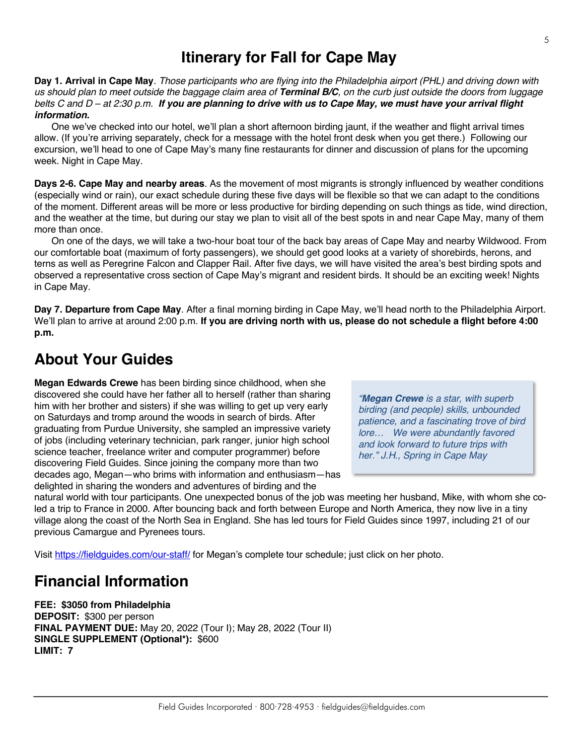# Itinerary for Fall for Cape May

**Day 1. Arrival in Cape May**. *Those participants who are flying into the Philadelphia airport (PHL) and driving down with us should plan to meet outside the baggage claim area of **Terminal B/C**, on the curb just outside the doors from luggage belts C and D – at 2:30 p.m.* ***If you are planning to drive with us to Cape May, we must have your arrival flight information.***

One we've checked into our hotel, we'll plan a short afternoon birding jaunt, if the weather and flight arrival times allow. (If you're arriving separately, check for a message with the hotel front desk when you get there.) Following our excursion, we'll head to one of Cape May's many fine restaurants for dinner and discussion of plans for the upcoming week. Night in Cape May.

**Days 2-6. Cape May and nearby areas**. As the movement of most migrants is strongly influenced by weather conditions (especially wind or rain), our exact schedule during these five days will be flexible so that we can adapt to the conditions of the moment. Different areas will be more or less productive for birding depending on such things as tide, wind direction, and the weather at the time, but during our stay we plan to visit all of the best spots in and near Cape May, many of them more than once.

On one of the days, we will take a two-hour boat tour of the back bay areas of Cape May and nearby Wildwood. From our comfortable boat (maximum of forty passengers), we should get good looks at a variety of shorebirds, herons, and terns as well as Peregrine Falcon and Clapper Rail. After five days, we will have visited the area's best birding spots and observed a representative cross section of Cape May's migrant and resident birds. It should be an exciting week! Nights in Cape May.

**Day 7. Departure from Cape May**. After a final morning birding in Cape May, we'll head north to the Philadelphia Airport. We'll plan to arrive at around 2:00 p.m. **If you are driving north with us, please do not schedule a flight before 4:00 p.m.**

## About Your Guides

**Megan Edwards Crewe** has been birding since childhood, when she discovered she could have her father all to herself (rather than sharing him with her brother and sisters) if she was willing to get up very early on Saturdays and tromp around the woods in search of birds. After graduating from Purdue University, she sampled an impressive variety of jobs (including veterinary technician, park ranger, junior high school science teacher, freelance writer and computer programmer) before discovering Field Guides. Since joining the company more than two decades ago, Megan—who brims with information and enthusiasm—has delighted in sharing the wonders and adventures of birding and the natural world with tour participants. One unexpected bonus of the job was meeting her husband, Mike, with whom she co-led a trip to France in 2000. After bouncing back and forth between Europe and North America, they now live in a tiny village along the coast of the North Sea in England. She has led tours for Field Guides since 1997, including 21 of our previous Camargue and Pyrenees tours.

> *"**Megan Crewe** is a star, with superb birding (and people) skills, unbounded patience, and a fascinating trove of bird lore… We were abundantly favored and look forward to future trips with her." J.H., Spring in Cape May*

Visit https://fieldguides.com/our-staff/ for Megan's complete tour schedule; just click on her photo.

## Financial Information

**FEE: $3050 from Philadelphia**
**DEPOSIT:** $300 per person
**FINAL PAYMENT DUE:** May 20, 2022 (Tour I); May 28, 2022 (Tour II)
**SINGLE SUPPLEMENT (Optional*):** $600
**LIMIT: 7**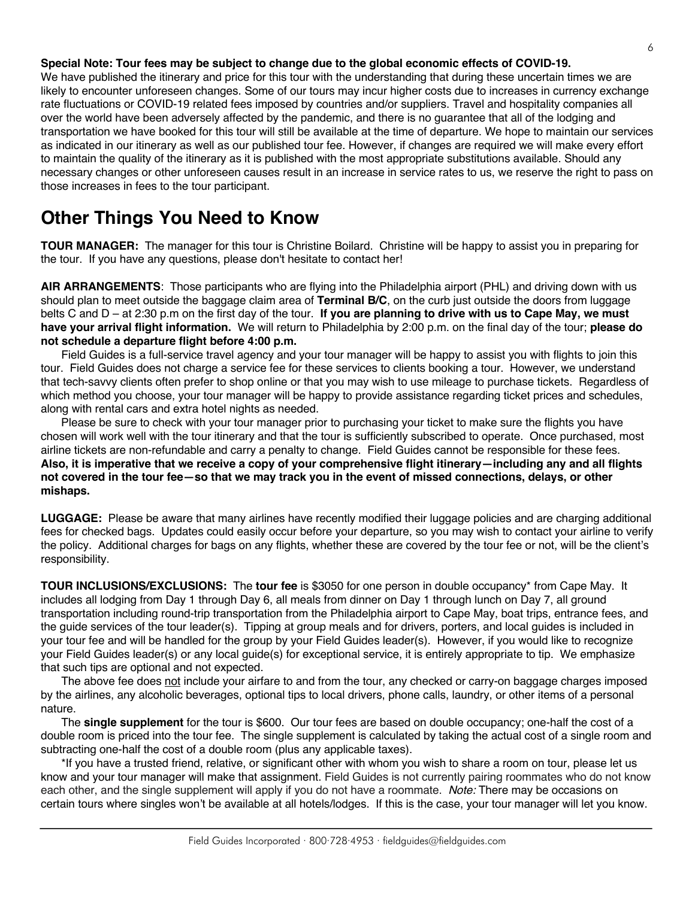**Special Note: Tour fees may be subject to change due to the global economic effects of COVID-19.** We have published the itinerary and price for this tour with the understanding that during these uncertain times we are likely to encounter unforeseen changes. Some of our tours may incur higher costs due to increases in currency exchange rate fluctuations or COVID-19 related fees imposed by countries and/or suppliers. Travel and hospitality companies all over the world have been adversely affected by the pandemic, and there is no guarantee that all of the lodging and transportation we have booked for this tour will still be available at the time of departure. We hope to maintain our services as indicated in our itinerary as well as our published tour fee. However, if changes are required we will make every effort to maintain the quality of the itinerary as it is published with the most appropriate substitutions available. Should any necessary changes or other unforeseen causes result in an increase in service rates to us, we reserve the right to pass on those increases in fees to the tour participant.

# Other Things You Need to Know

**TOUR MANAGER:** The manager for this tour is Christine Boilard. Christine will be happy to assist you in preparing for the tour. If you have any questions, please don't hesitate to contact her!

**AIR ARRANGEMENTS**: Those participants who are flying into the Philadelphia airport (PHL) and driving down with us should plan to meet outside the baggage claim area of **Terminal B/C**, on the curb just outside the doors from luggage belts C and D – at 2:30 p.m on the first day of the tour. **If you are planning to drive with us to Cape May, we must have your arrival flight information.** We will return to Philadelphia by 2:00 p.m. on the final day of the tour; **please do not schedule a departure flight before 4:00 p.m.**

Field Guides is a full-service travel agency and your tour manager will be happy to assist you with flights to join this tour. Field Guides does not charge a service fee for these services to clients booking a tour. However, we understand that tech-savvy clients often prefer to shop online or that you may wish to use mileage to purchase tickets. Regardless of which method you choose, your tour manager will be happy to provide assistance regarding ticket prices and schedules, along with rental cars and extra hotel nights as needed.

Please be sure to check with your tour manager prior to purchasing your ticket to make sure the flights you have chosen will work well with the tour itinerary and that the tour is sufficiently subscribed to operate. Once purchased, most airline tickets are non-refundable and carry a penalty to change. Field Guides cannot be responsible for these fees. **Also, it is imperative that we receive a copy of your comprehensive flight itinerary—including any and all flights not covered in the tour fee—so that we may track you in the event of missed connections, delays, or other mishaps.**

**LUGGAGE:** Please be aware that many airlines have recently modified their luggage policies and are charging additional fees for checked bags. Updates could easily occur before your departure, so you may wish to contact your airline to verify the policy. Additional charges for bags on any flights, whether these are covered by the tour fee or not, will be the client's responsibility.

**TOUR INCLUSIONS/EXCLUSIONS:** The **tour fee** is $3050 for one person in double occupancy* from Cape May. It includes all lodging from Day 1 through Day 6, all meals from dinner on Day 1 through lunch on Day 7, all ground transportation including round-trip transportation from the Philadelphia airport to Cape May, boat trips, entrance fees, and the guide services of the tour leader(s). Tipping at group meals and for drivers, porters, and local guides is included in your tour fee and will be handled for the group by your Field Guides leader(s). However, if you would like to recognize your Field Guides leader(s) or any local guide(s) for exceptional service, it is entirely appropriate to tip. We emphasize that such tips are optional and not expected.

The above fee does not include your airfare to and from the tour, any checked or carry-on baggage charges imposed by the airlines, any alcoholic beverages, optional tips to local drivers, phone calls, laundry, or other items of a personal nature.

The **single supplement** for the tour is $600. Our tour fees are based on double occupancy; one-half the cost of a double room is priced into the tour fee. The single supplement is calculated by taking the actual cost of a single room and subtracting one-half the cost of a double room (plus any applicable taxes).

*If you have a trusted friend, relative, or significant other with whom you wish to share a room on tour, please let us know and your tour manager will make that assignment. Field Guides is not currently pairing roommates who do not know each other, and the single supplement will apply if you do not have a roommate. *Note:* There may be occasions on certain tours where singles won't be available at all hotels/lodges. If this is the case, your tour manager will let you know.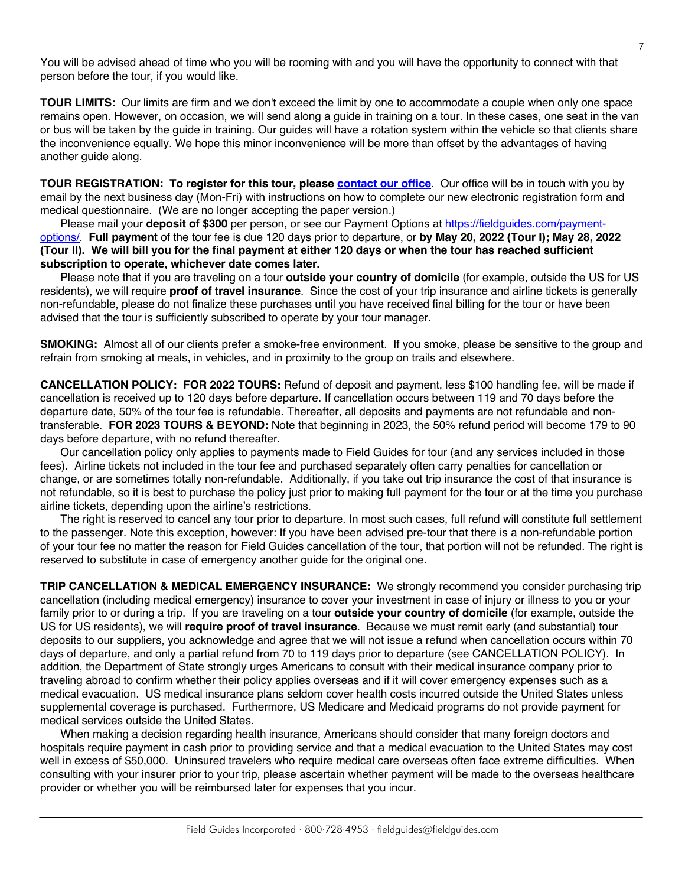You will be advised ahead of time who you will be rooming with and you will have the opportunity to connect with that person before the tour, if you would like.

**TOUR LIMITS:** Our limits are firm and we don't exceed the limit by one to accommodate a couple when only one space remains open. However, on occasion, we will send along a guide in training on a tour. In these cases, one seat in the van or bus will be taken by the guide in training. Our guides will have a rotation system within the vehicle so that clients share the inconvenience equally. We hope this minor inconvenience will be more than offset by the advantages of having another guide along.

**TOUR REGISTRATION: To register for this tour, please [contact our office](contact our office).** Our office will be in touch with you by email by the next business day (Mon-Fri) with instructions on how to complete our new electronic registration form and medical questionnaire. (We are no longer accepting the paper version.)

Please mail your **deposit of $300** per person, or see our Payment Options at [https://fieldguides.com/payment-options/](https://fieldguides.com/payment-options/). **Full payment** of the tour fee is due 120 days prior to departure, or **by May 20, 2022 (Tour I); May 28, 2022 (Tour II). We will bill you for the final payment at either 120 days or when the tour has reached sufficient subscription to operate, whichever date comes later.**

Please note that if you are traveling on a tour **outside your country of domicile** (for example, outside the US for US residents), we will require **proof of travel insurance**. Since the cost of your trip insurance and airline tickets is generally non-refundable, please do not finalize these purchases until you have received final billing for the tour or have been advised that the tour is sufficiently subscribed to operate by your tour manager.

**SMOKING:** Almost all of our clients prefer a smoke-free environment. If you smoke, please be sensitive to the group and refrain from smoking at meals, in vehicles, and in proximity to the group on trails and elsewhere.

**CANCELLATION POLICY: FOR 2022 TOURS:** Refund of deposit and payment, less $100 handling fee, will be made if cancellation is received up to 120 days before departure. If cancellation occurs between 119 and 70 days before the departure date, 50% of the tour fee is refundable. Thereafter, all deposits and payments are not refundable and non-transferable. **FOR 2023 TOURS & BEYOND:** Note that beginning in 2023, the 50% refund period will become 179 to 90 days before departure, with no refund thereafter.

Our cancellation policy only applies to payments made to Field Guides for tour (and any services included in those fees). Airline tickets not included in the tour fee and purchased separately often carry penalties for cancellation or change, or are sometimes totally non-refundable. Additionally, if you take out trip insurance the cost of that insurance is not refundable, so it is best to purchase the policy just prior to making full payment for the tour or at the time you purchase airline tickets, depending upon the airline's restrictions.

The right is reserved to cancel any tour prior to departure. In most such cases, full refund will constitute full settlement to the passenger. Note this exception, however: If you have been advised pre-tour that there is a non-refundable portion of your tour fee no matter the reason for Field Guides cancellation of the tour, that portion will not be refunded. The right is reserved to substitute in case of emergency another guide for the original one.

**TRIP CANCELLATION & MEDICAL EMERGENCY INSURANCE:** We strongly recommend you consider purchasing trip cancellation (including medical emergency) insurance to cover your investment in case of injury or illness to you or your family prior to or during a trip. If you are traveling on a tour **outside your country of domicile** (for example, outside the US for US residents), we will **require proof of travel insurance**. Because we must remit early (and substantial) tour deposits to our suppliers, you acknowledge and agree that we will not issue a refund when cancellation occurs within 70 days of departure, and only a partial refund from 70 to 119 days prior to departure (see CANCELLATION POLICY). In addition, the Department of State strongly urges Americans to consult with their medical insurance company prior to traveling abroad to confirm whether their policy applies overseas and if it will cover emergency expenses such as a medical evacuation. US medical insurance plans seldom cover health costs incurred outside the United States unless supplemental coverage is purchased. Furthermore, US Medicare and Medicaid programs do not provide payment for medical services outside the United States.

When making a decision regarding health insurance, Americans should consider that many foreign doctors and hospitals require payment in cash prior to providing service and that a medical evacuation to the United States may cost well in excess of $50,000. Uninsured travelers who require medical care overseas often face extreme difficulties. When consulting with your insurer prior to your trip, please ascertain whether payment will be made to the overseas healthcare provider or whether you will be reimbursed later for expenses that you incur.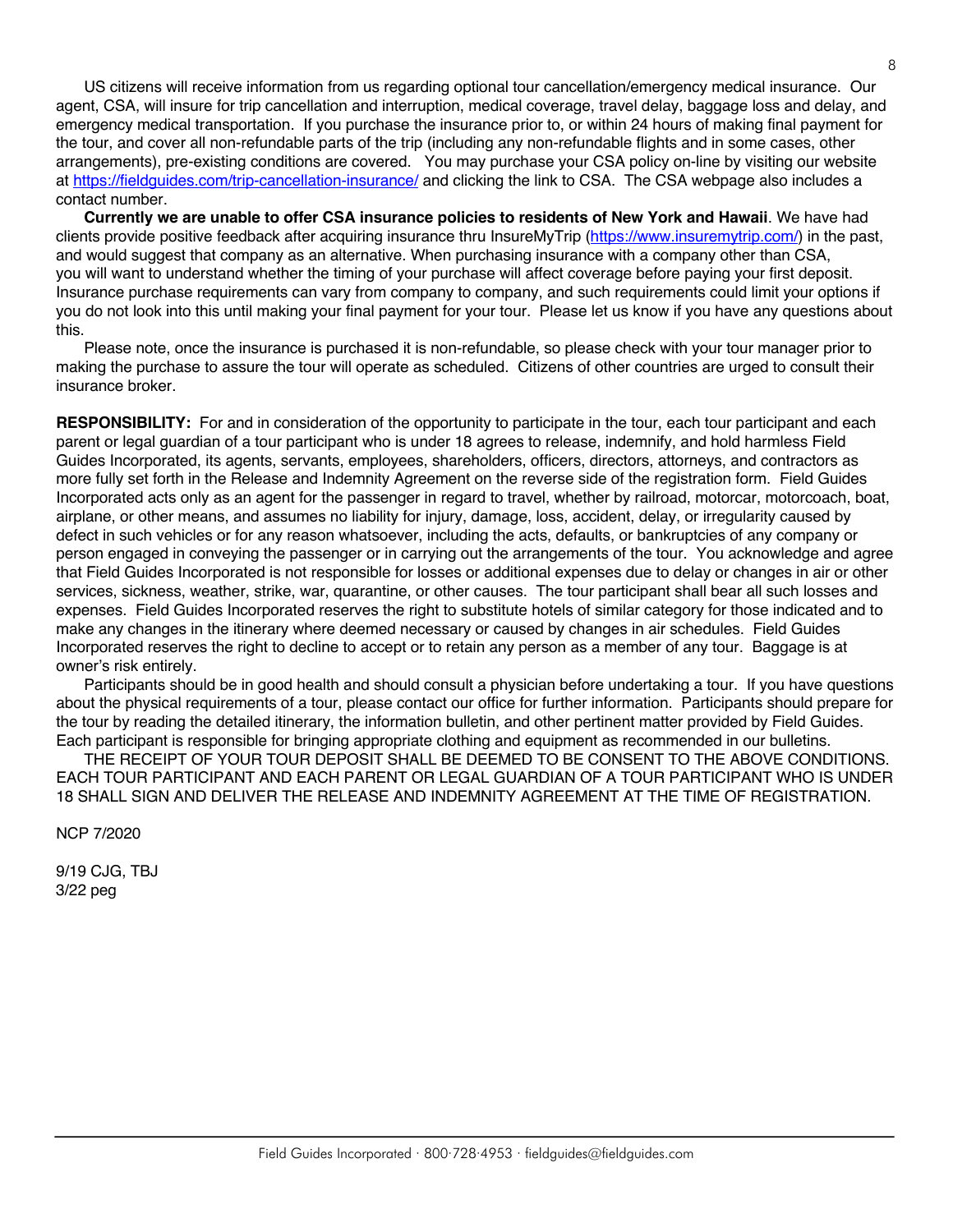US citizens will receive information from us regarding optional tour cancellation/emergency medical insurance. Our agent, CSA, will insure for trip cancellation and interruption, medical coverage, travel delay, baggage loss and delay, and emergency medical transportation. If you purchase the insurance prior to, or within 24 hours of making final payment for the tour, and cover all non-refundable parts of the trip (including any non-refundable flights and in some cases, other arrangements), pre-existing conditions are covered. You may purchase your CSA policy on-line by visiting our website at [https://fieldguides.com/trip-cancellation-insurance/](https://fieldguides.com/trip-cancellation-insurance/) and clicking the link to CSA. The CSA webpage also includes a contact number.

**Currently we are unable to offer CSA insurance policies to residents of New York and Hawaii**. We have had clients provide positive feedback after acquiring insurance thru InsureMyTrip ([https://www.insuremytrip.com/](https://www.insuremytrip.com/)) in the past, and would suggest that company as an alternative. When purchasing insurance with a company other than CSA, you will want to understand whether the timing of your purchase will affect coverage before paying your first deposit. Insurance purchase requirements can vary from company to company, and such requirements could limit your options if you do not look into this until making your final payment for your tour. Please let us know if you have any questions about this.

Please note, once the insurance is purchased it is non-refundable, so please check with your tour manager prior to making the purchase to assure the tour will operate as scheduled. Citizens of other countries are urged to consult their insurance broker.

**RESPONSIBILITY:** For and in consideration of the opportunity to participate in the tour, each tour participant and each parent or legal guardian of a tour participant who is under 18 agrees to release, indemnify, and hold harmless Field Guides Incorporated, its agents, servants, employees, shareholders, officers, directors, attorneys, and contractors as more fully set forth in the Release and Indemnity Agreement on the reverse side of the registration form. Field Guides Incorporated acts only as an agent for the passenger in regard to travel, whether by railroad, motorcar, motorcoach, boat, airplane, or other means, and assumes no liability for injury, damage, loss, accident, delay, or irregularity caused by defect in such vehicles or for any reason whatsoever, including the acts, defaults, or bankruptcies of any company or person engaged in conveying the passenger or in carrying out the arrangements of the tour. You acknowledge and agree that Field Guides Incorporated is not responsible for losses or additional expenses due to delay or changes in air or other services, sickness, weather, strike, war, quarantine, or other causes. The tour participant shall bear all such losses and expenses. Field Guides Incorporated reserves the right to substitute hotels of similar category for those indicated and to make any changes in the itinerary where deemed necessary or caused by changes in air schedules. Field Guides Incorporated reserves the right to decline to accept or to retain any person as a member of any tour. Baggage is at owner's risk entirely.

Participants should be in good health and should consult a physician before undertaking a tour. If you have questions about the physical requirements of a tour, please contact our office for further information. Participants should prepare for the tour by reading the detailed itinerary, the information bulletin, and other pertinent matter provided by Field Guides. Each participant is responsible for bringing appropriate clothing and equipment as recommended in our bulletins.

THE RECEIPT OF YOUR TOUR DEPOSIT SHALL BE DEEMED TO BE CONSENT TO THE ABOVE CONDITIONS. EACH TOUR PARTICIPANT AND EACH PARENT OR LEGAL GUARDIAN OF A TOUR PARTICIPANT WHO IS UNDER 18 SHALL SIGN AND DELIVER THE RELEASE AND INDEMNITY AGREEMENT AT THE TIME OF REGISTRATION.

NCP 7/2020

9/19 CJG, TBJ
3/22 peg